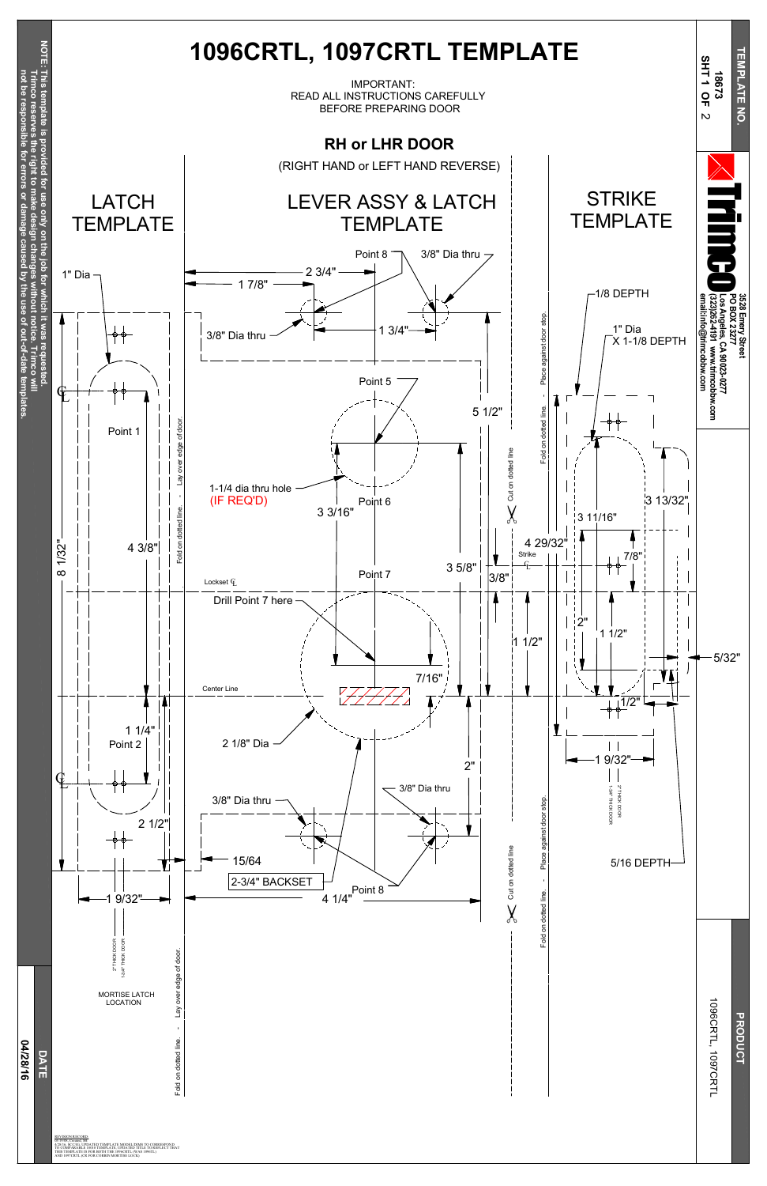# 1096CRTL, 1097CRTL TEMPLATE

IMPORTANT:
READ ALL INSTRUCTIONS CAREFULLY
BEFORE PREPARING DOOR

## RH or LHR DOOR

(RIGHT HAND or LEFT HAND REVERSE)

### LATCH TEMPLATE

1" Dia

Point 1

4 3/8"

8 1/32"

1 1/4"

Point 2

2 1/2"

1 9/32"

2" THICK DOOR

1-3/4" THICK DOOR

MORTISE LATCH LOCATION

Fold on dotted line. - Lay over edge of door.

### LEVER ASSY & LATCH TEMPLATE

Point 8

3/8" Dia thru

2 3/4"

1 7/8"

3/8" Dia thru

1 3/4"

Point 5

5 1/2"

1-1/4 dia thru hole (IF REQ'D)

Point 6

3 3/16"

Point 7

3 5/8"

Lockset ℄

Drill Point 7 here

7/16"

Center Line

2 1/8" Dia

2"

3/8" Dia thru

3/8" Dia thru

15/64

2-3/4" BACKSET

Point 8

4 1/4"

Cut on dotted line

### STRIKE TEMPLATE

1/8 DEPTH

1" Dia X 1-1/8 DEPTH

3 13/32"

3 11/16"

4 29/32"

Strike ℄

3/8"

7/8"

2"

1 1/2"

1 1/2"

5/32"

1/2"

1 9/32"

2" THICK DOOR

1-3/4" THICK DOOR

5/16 DEPTH

Fold on dotted line. - Place against door stop.

NOTE: This template is provided for use only on the job for which it was requested. Trimco reserves the right to make design changes without notice. Trimco will not be responsible for errors or damage caused by the use of out-of-date templates.

TEMPLATE NO. 18673 SHT 1 OF 2

Trimco
3528 Emery Street
PO BOX 23277
Los Angeles, CA 90023-0277
(323)262-4191 www.trimcobbw.com
email:info@trimcobbw.com

PRODUCT: 1096CRTL, 1097CRTL

DATE: 04/28/16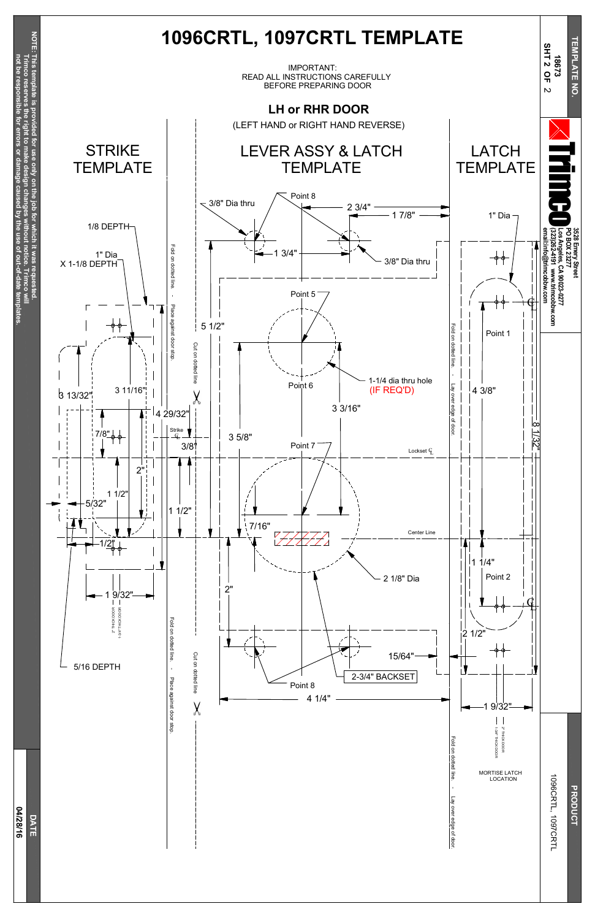# 1096CRTL, 1097CRTL TEMPLATE

IMPORTANT:
READ ALL INSTRUCTIONS CAREFULLY
BEFORE PREPARING DOOR

## LH or RHR DOOR

(LEFT HAND or RIGHT HAND REVERSE)

## STRIKE TEMPLATE

1/8 DEPTH

1" Dia
X 1-1/8 DEPTH

3 13/32"

3 11/16"

4 29/32"

7/8"

2"

1 1/2"

5/32"

1/2"

1 9/32"

5/16 DEPTH

Strike ℄

3/8"

1 1/2"

Fold on dotted line. - Place against door stop.

Cut on dotted line

## LEVER ASSY & LATCH TEMPLATE

3/8" Dia thru

Point 8

2 3/4"

1 7/8"

1 3/4"

3/8" Dia thru

5 1/2"

Point 5

1-1/4 dia thru hole
(IF REQ'D)

Point 6

3 3/16"

3 5/8"

Point 7

Lockset ℄

7/16"

Center Line

2 1/8" Dia

2"

15/64"

Point 8

2-3/4" BACKSET

4 1/4"

Fold on dotted line. - Lay over edge of door.

## LATCH TEMPLATE

1" Dia

Point 1

4 3/8"

8 1/32"

1 1/4"

Point 2

2 1/2"

1 9/32"

2" THICK DOOR
1-3/4" THICK DOOR

MORTISE LATCH LOCATION

Fold on dotted line. - Lay over edge of door.

TEMPLATE NO. 18673
SHT 2 OF 2

Trimco
3528 Emery Street
PO BOX 23277
Los Angeles, CA 90023-0277
(323)262-4191 www.trimcobbw.com
email:info@trimcobbw.com

PRODUCT
1096CRTL, 1097CRTL

NOTE: This template is provided for use only on the job for which it was requested.
Trimco reserves the right to make design changes without notice. Trimco will
not be responsible for errors or damage caused by the use of out-of-date templates.

DATE
04/28/16